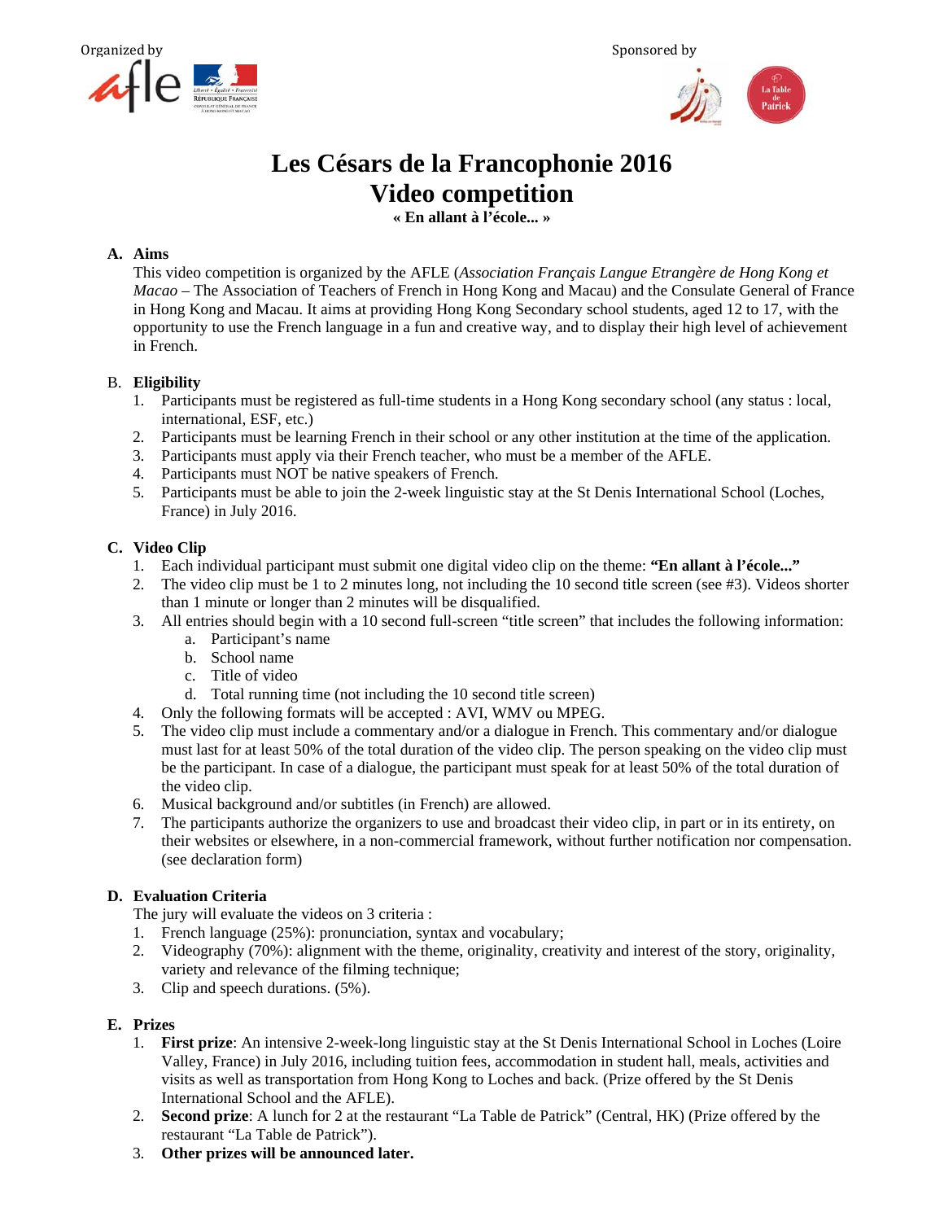Organized by

Sponsored by

# Les Césars de la Francophonie 2016
# Video competition

**« En allant à l'école... »**

## A. Aims

This video competition is organized by the AFLE (*Association Français Langue Etrangère de Hong Kong et Macao* – The Association of Teachers of French in Hong Kong and Macau) and the Consulate General of France in Hong Kong and Macau. It aims at providing Hong Kong Secondary school students, aged 12 to 17, with the opportunity to use the French language in a fun and creative way, and to display their high level of achievement in French.

## B. Eligibility

1. Participants must be registered as full-time students in a Hong Kong secondary school (any status : local, international, ESF, etc.)
2. Participants must be learning French in their school or any other institution at the time of the application.
3. Participants must apply via their French teacher, who must be a member of the AFLE.
4. Participants must NOT be native speakers of French.
5. Participants must be able to join the 2-week linguistic stay at the St Denis International School (Loches, France) in July 2016.

## C. Video Clip

1. Each individual participant must submit one digital video clip on the theme: **"En allant à l'école..."**
2. The video clip must be 1 to 2 minutes long, not including the 10 second title screen (see #3). Videos shorter than 1 minute or longer than 2 minutes will be disqualified.
3. All entries should begin with a 10 second full-screen "title screen" that includes the following information:
   a. Participant's name
   b. School name
   c. Title of video
   d. Total running time (not including the 10 second title screen)
4. Only the following formats will be accepted : AVI, WMV ou MPEG.
5. The video clip must include a commentary and/or a dialogue in French. This commentary and/or dialogue must last for at least 50% of the total duration of the video clip. The person speaking on the video clip must be the participant. In case of a dialogue, the participant must speak for at least 50% of the total duration of the video clip.
6. Musical background and/or subtitles (in French) are allowed.
7. The participants authorize the organizers to use and broadcast their video clip, in part or in its entirety, on their websites or elsewhere, in a non-commercial framework, without further notification nor compensation. (see declaration form)

## D. Evaluation Criteria

The jury will evaluate the videos on 3 criteria :

1. French language (25%): pronunciation, syntax and vocabulary;
2. Videography (70%): alignment with the theme, originality, creativity and interest of the story, originality, variety and relevance of the filming technique;
3. Clip and speech durations. (5%).

## E. Prizes

1. **First prize**: An intensive 2-week-long linguistic stay at the St Denis International School in Loches (Loire Valley, France) in July 2016, including tuition fees, accommodation in student hall, meals, activities and visits as well as transportation from Hong Kong to Loches and back. (Prize offered by the St Denis International School and the AFLE).
2. **Second prize**: A lunch for 2 at the restaurant "La Table de Patrick" (Central, HK) (Prize offered by the restaurant "La Table de Patrick").
3. **Other prizes will be announced later.**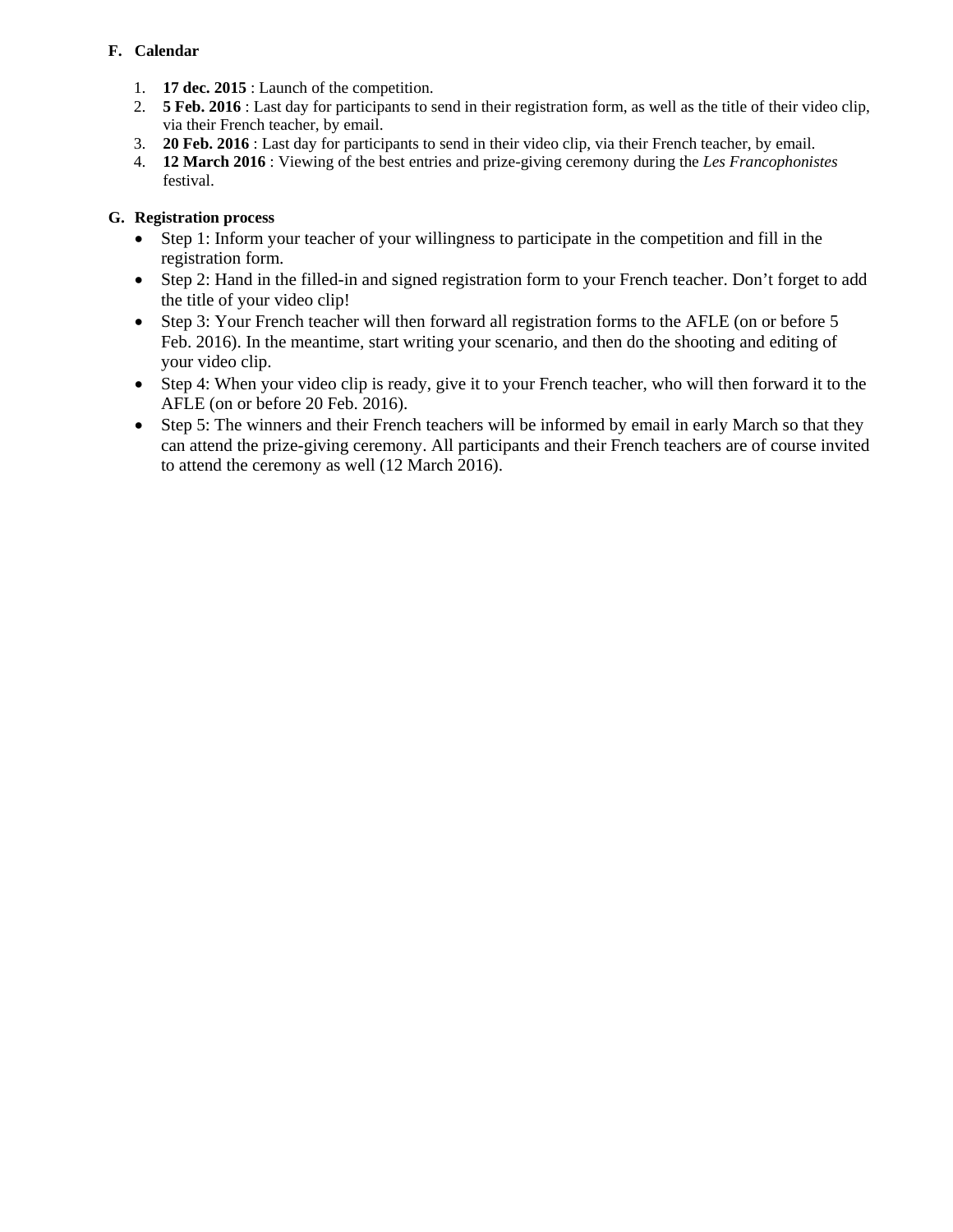## F. Calendar

1. **17 dec. 2015** : Launch of the competition.
2. **5 Feb. 2016** : Last day for participants to send in their registration form, as well as the title of their video clip, via their French teacher, by email.
3. **20 Feb. 2016** : Last day for participants to send in their video clip, via their French teacher, by email.
4. **12 March 2016** : Viewing of the best entries and prize-giving ceremony during the *Les Francophonistes* festival.

## G. Registration process

- Step 1: Inform your teacher of your willingness to participate in the competition and fill in the registration form.
- Step 2: Hand in the filled-in and signed registration form to your French teacher. Don't forget to add the title of your video clip!
- Step 3: Your French teacher will then forward all registration forms to the AFLE (on or before 5 Feb. 2016). In the meantime, start writing your scenario, and then do the shooting and editing of your video clip.
- Step 4: When your video clip is ready, give it to your French teacher, who will then forward it to the AFLE (on or before 20 Feb. 2016).
- Step 5: The winners and their French teachers will be informed by email in early March so that they can attend the prize-giving ceremony. All participants and their French teachers are of course invited to attend the ceremony as well (12 March 2016).